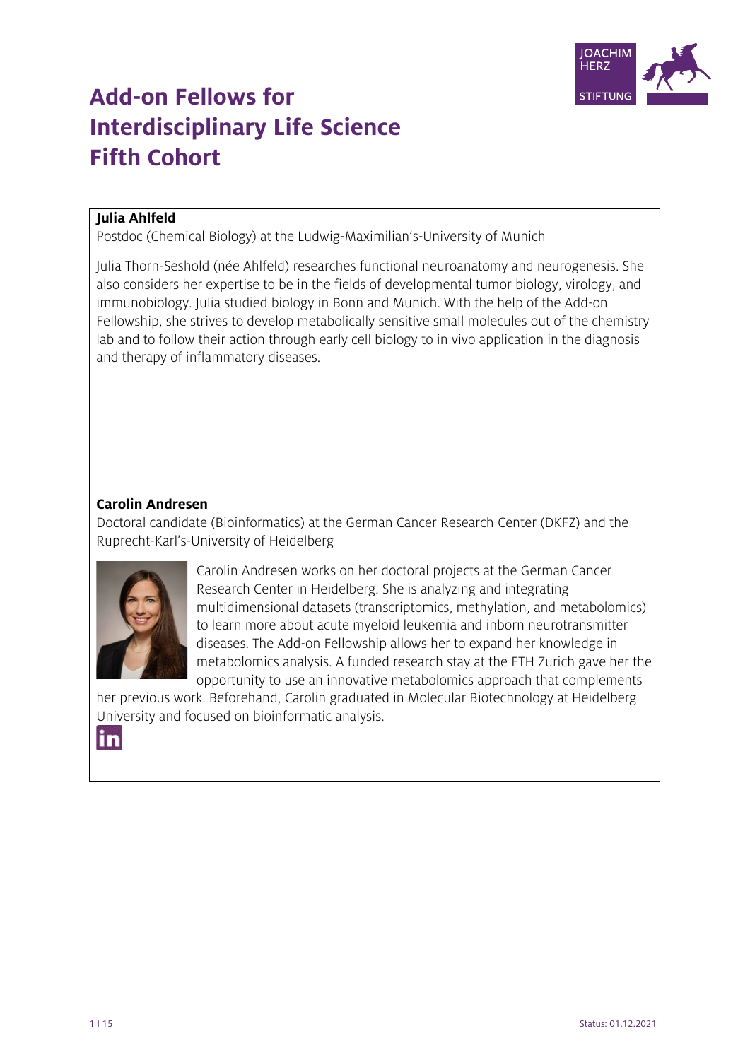# Add-on Fellows for Interdisciplinary Life Science Fifth Cohort

**Julia Ahlfeld**

Postdoc (Chemical Biology) at the Ludwig-Maximilian's-University of Munich

Julia Thorn-Seshold (née Ahlfeld) researches functional neuroanatomy and neurogenesis. She also considers her expertise to be in the fields of developmental tumor biology, virology, and immunobiology. Julia studied biology in Bonn and Munich. With the help of the Add-on Fellowship, she strives to develop metabolically sensitive small molecules out of the chemistry lab and to follow their action through early cell biology to in vivo application in the diagnosis and therapy of inflammatory diseases.

**Carolin Andresen**

Doctoral candidate (Bioinformatics) at the German Cancer Research Center (DKFZ) and the Ruprecht-Karl's-University of Heidelberg

Carolin Andresen works on her doctoral projects at the German Cancer Research Center in Heidelberg. She is analyzing and integrating multidimensional datasets (transcriptomics, methylation, and metabolomics) to learn more about acute myeloid leukemia and inborn neurotransmitter diseases. The Add-on Fellowship allows her to expand her knowledge in metabolomics analysis. A funded research stay at the ETH Zurich gave her the opportunity to use an innovative metabolomics approach that complements her previous work. Beforehand, Carolin graduated in Molecular Biotechnology at Heidelberg University and focused on bioinformatic analysis.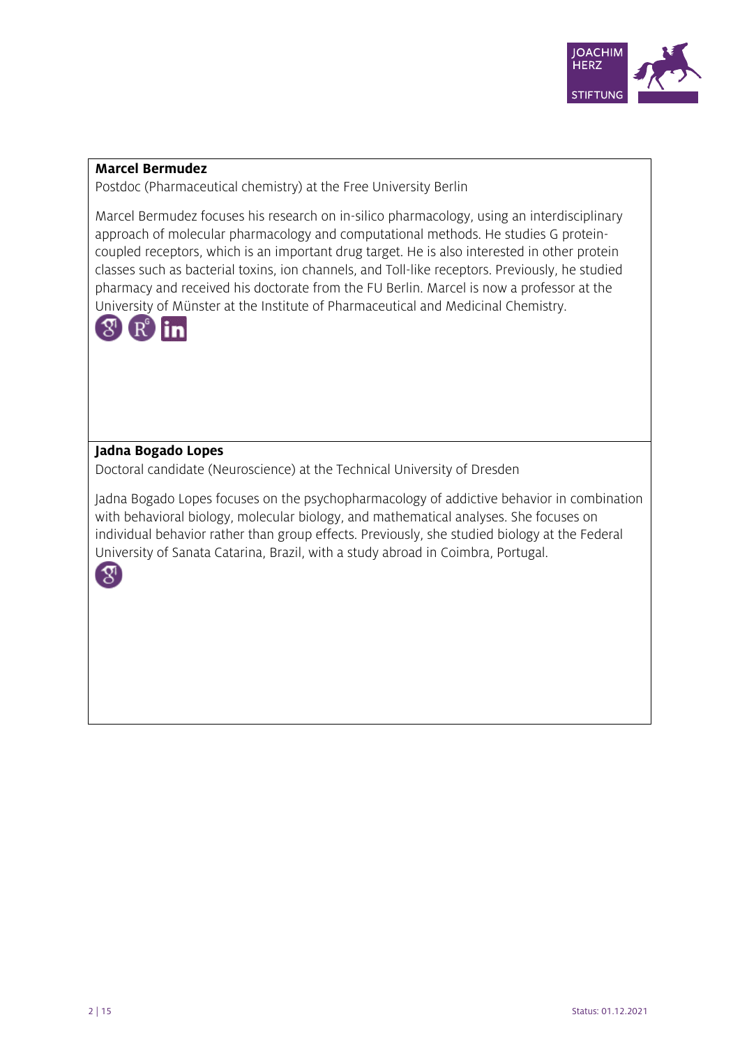**Marcel Bermudez**

Postdoc (Pharmaceutical chemistry) at the Free University Berlin

Marcel Bermudez focuses his research on in-silico pharmacology, using an interdisciplinary approach of molecular pharmacology and computational methods. He studies G protein-coupled receptors, which is an important drug target. He is also interested in other protein classes such as bacterial toxins, ion channels, and Toll-like receptors. Previously, he studied pharmacy and received his doctorate from the FU Berlin. Marcel is now a professor at the University of Münster at the Institute of Pharmaceutical and Medicinal Chemistry.

**Jadna Bogado Lopes**

Doctoral candidate (Neuroscience) at the Technical University of Dresden

Jadna Bogado Lopes focuses on the psychopharmacology of addictive behavior in combination with behavioral biology, molecular biology, and mathematical analyses. She focuses on individual behavior rather than group effects. Previously, she studied biology at the Federal University of Sanata Catarina, Brazil, with a study abroad in Coimbra, Portugal.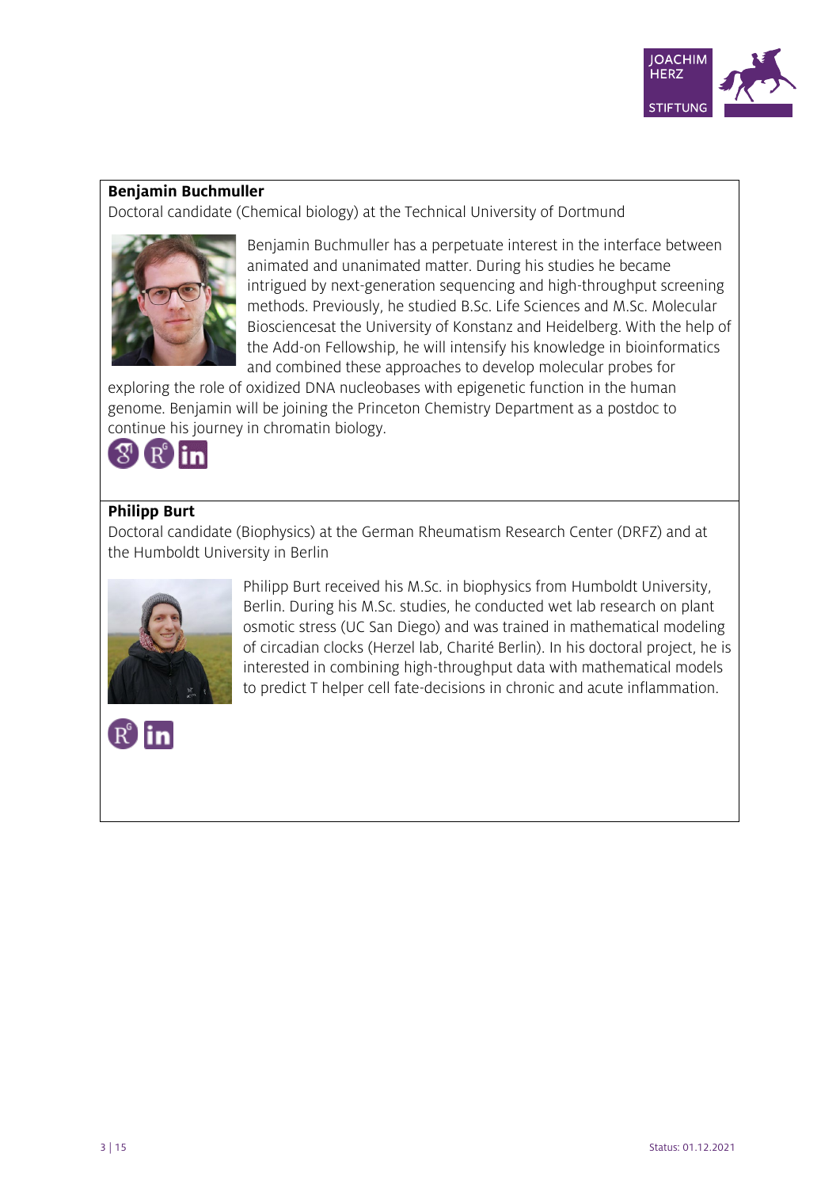**Benjamin Buchmuller**

Doctoral candidate (Chemical biology) at the Technical University of Dortmund

Benjamin Buchmuller has a perpetuate interest in the interface between animated and unanimated matter. During his studies he became intrigued by next-generation sequencing and high-throughput screening methods. Previously, he studied B.Sc. Life Sciences and M.Sc. Molecular Biosciencesat the University of Konstanz and Heidelberg. With the help of the Add-on Fellowship, he will intensify his knowledge in bioinformatics and combined these approaches to develop molecular probes for exploring the role of oxidized DNA nucleobases with epigenetic function in the human genome. Benjamin will be joining the Princeton Chemistry Department as a postdoc to continue his journey in chromatin biology.

**Philipp Burt**

Doctoral candidate (Biophysics) at the German Rheumatism Research Center (DRFZ) and at the Humboldt University in Berlin

Philipp Burt received his M.Sc. in biophysics from Humboldt University, Berlin. During his M.Sc. studies, he conducted wet lab research on plant osmotic stress (UC San Diego) and was trained in mathematical modeling of circadian clocks (Herzel lab, Charité Berlin). In his doctoral project, he is interested in combining high-throughput data with mathematical models to predict T helper cell fate-decisions in chronic and acute inflammation.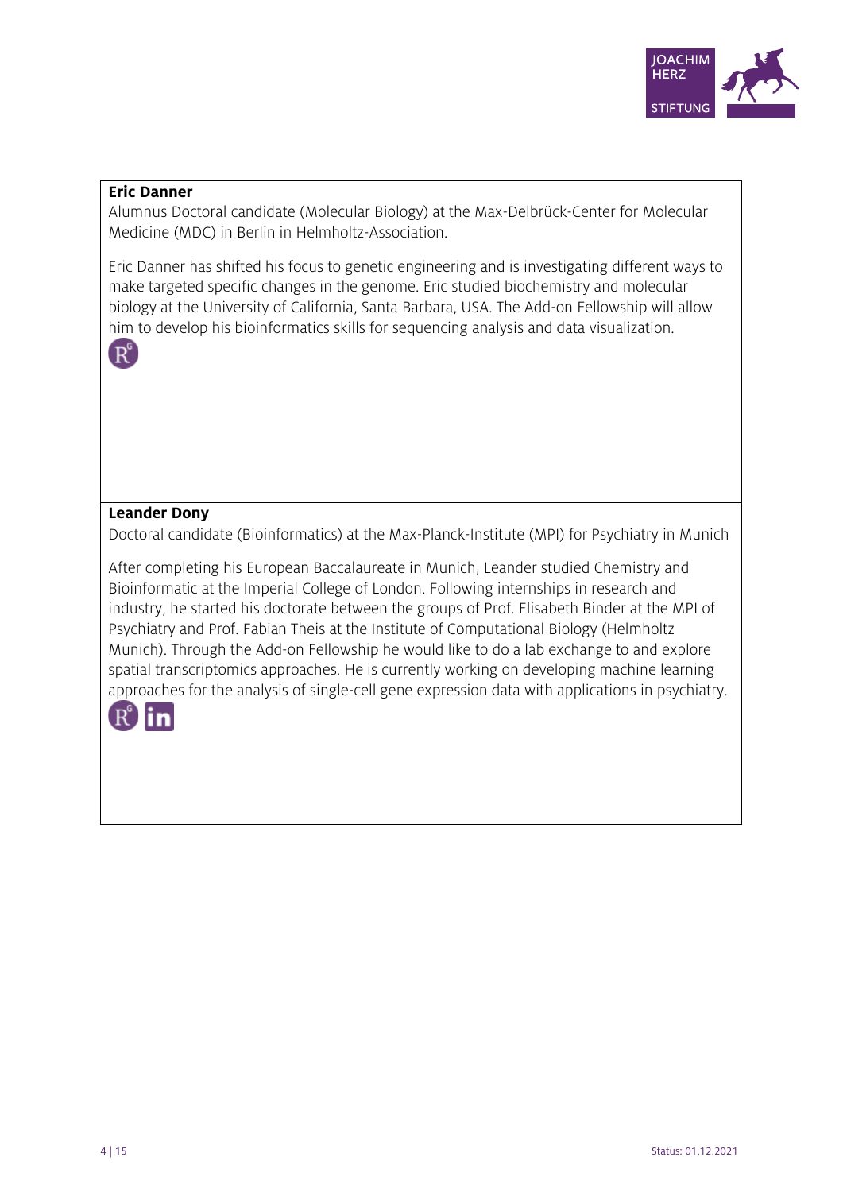**Eric Danner**
Alumnus Doctoral candidate (Molecular Biology) at the Max-Delbrück-Center for Molecular Medicine (MDC) in Berlin in Helmholtz-Association.

Eric Danner has shifted his focus to genetic engineering and is investigating different ways to make targeted specific changes in the genome. Eric studied biochemistry and molecular biology at the University of California, Santa Barbara, USA. The Add-on Fellowship will allow him to develop his bioinformatics skills for sequencing analysis and data visualization.

**Leander Dony**
Doctoral candidate (Bioinformatics) at the Max-Planck-Institute (MPI) for Psychiatry in Munich

After completing his European Baccalaureate in Munich, Leander studied Chemistry and Bioinformatic at the Imperial College of London. Following internships in research and industry, he started his doctorate between the groups of Prof. Elisabeth Binder at the MPI of Psychiatry and Prof. Fabian Theis at the Institute of Computational Biology (Helmholtz Munich). Through the Add-on Fellowship he would like to do a lab exchange to and explore spatial transcriptomics approaches. He is currently working on developing machine learning approaches for the analysis of single-cell gene expression data with applications in psychiatry.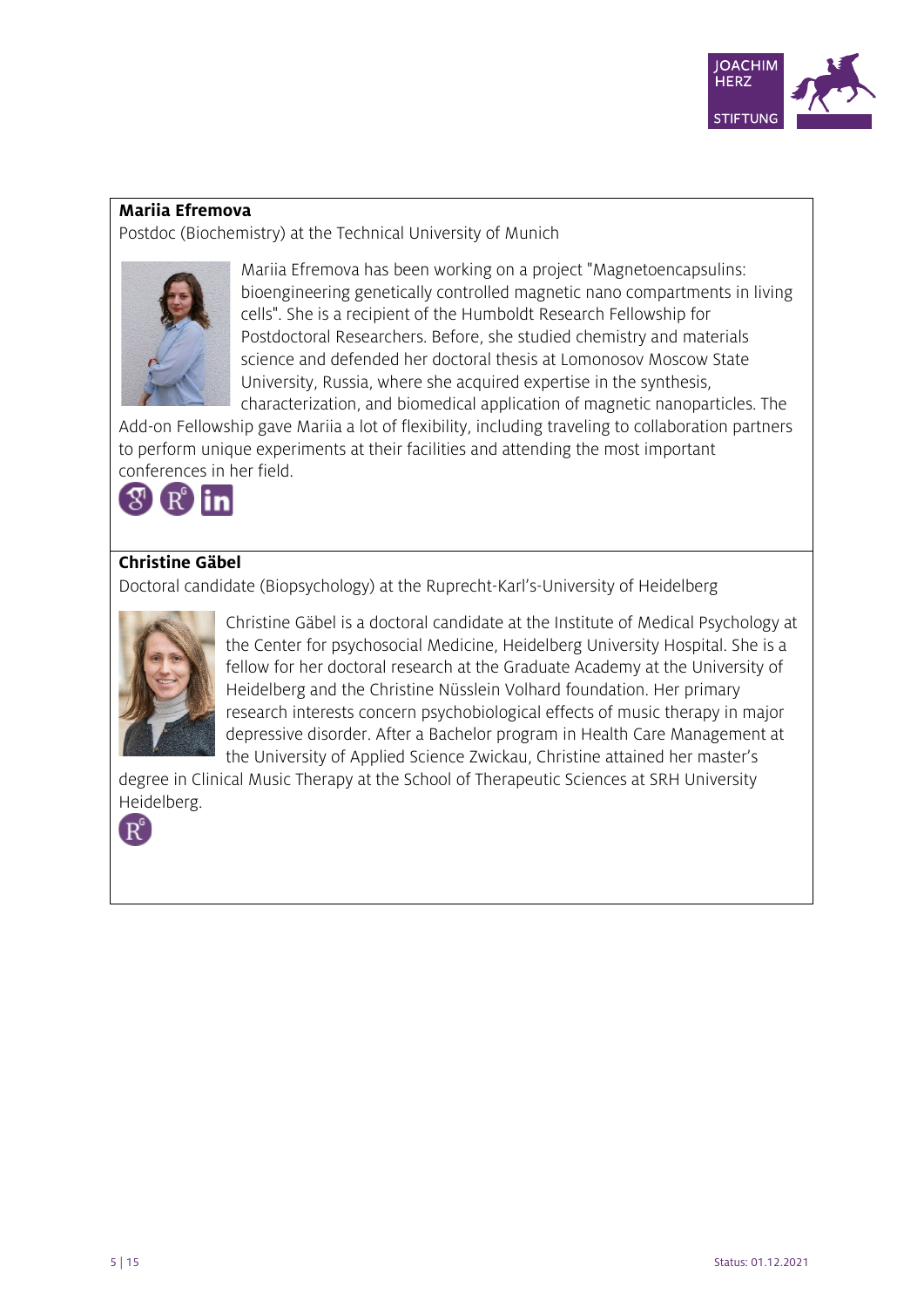**Mariia Efremova**

Postdoc (Biochemistry) at the Technical University of Munich

Mariia Efremova has been working on a project "Magnetoencapsulins: bioengineering genetically controlled magnetic nano compartments in living cells". She is a recipient of the Humboldt Research Fellowship for Postdoctoral Researchers. Before, she studied chemistry and materials science and defended her doctoral thesis at Lomonosov Moscow State University, Russia, where she acquired expertise in the synthesis, characterization, and biomedical application of magnetic nanoparticles. The Add-on Fellowship gave Mariia a lot of flexibility, including traveling to collaboration partners to perform unique experiments at their facilities and attending the most important conferences in her field.

**Christine Gäbel**

Doctoral candidate (Biopsychology) at the Ruprecht-Karl's-University of Heidelberg

Christine Gäbel is a doctoral candidate at the Institute of Medical Psychology at the Center for psychosocial Medicine, Heidelberg University Hospital. She is a fellow for her doctoral research at the Graduate Academy at the University of Heidelberg and the Christine Nüsslein Volhard foundation. Her primary research interests concern psychobiological effects of music therapy in major depressive disorder. After a Bachelor program in Health Care Management at the University of Applied Science Zwickau, Christine attained her master's degree in Clinical Music Therapy at the School of Therapeutic Sciences at SRH University Heidelberg.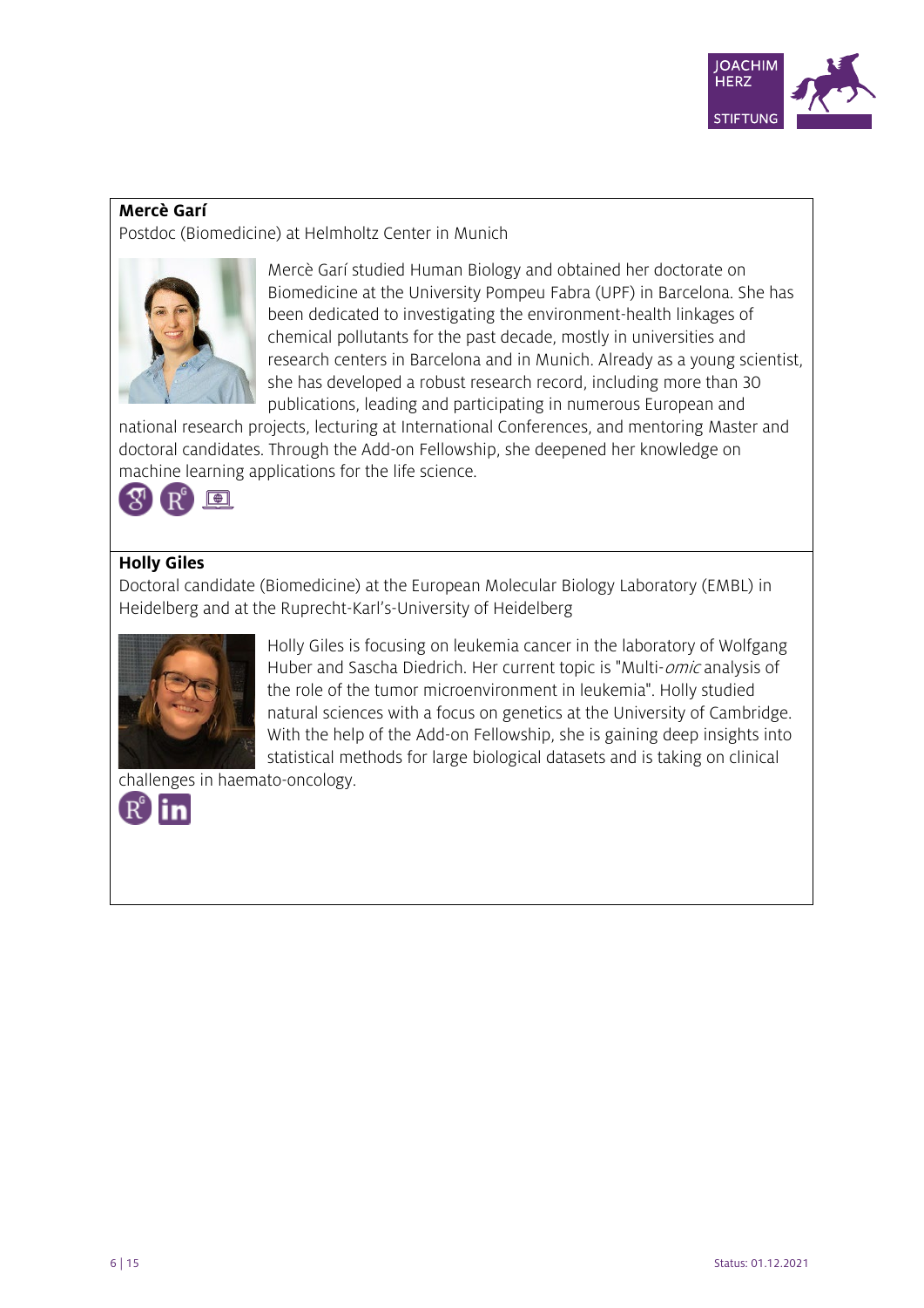**Mercè Garí**

Postdoc (Biomedicine) at Helmholtz Center in Munich

Mercè Garí studied Human Biology and obtained her doctorate on Biomedicine at the University Pompeu Fabra (UPF) in Barcelona. She has been dedicated to investigating the environment-health linkages of chemical pollutants for the past decade, mostly in universities and research centers in Barcelona and in Munich. Already as a young scientist, she has developed a robust research record, including more than 30 publications, leading and participating in numerous European and national research projects, lecturing at International Conferences, and mentoring Master and doctoral candidates. Through the Add-on Fellowship, she deepened her knowledge on machine learning applications for the life science.

**Holly Giles**

Doctoral candidate (Biomedicine) at the European Molecular Biology Laboratory (EMBL) in Heidelberg and at the Ruprecht-Karl's-University of Heidelberg

Holly Giles is focusing on leukemia cancer in the laboratory of Wolfgang Huber and Sascha Diedrich. Her current topic is "Multi-*omic* analysis of the role of the tumor microenvironment in leukemia". Holly studied natural sciences with a focus on genetics at the University of Cambridge. With the help of the Add-on Fellowship, she is gaining deep insights into statistical methods for large biological datasets and is taking on clinical challenges in haemato-oncology.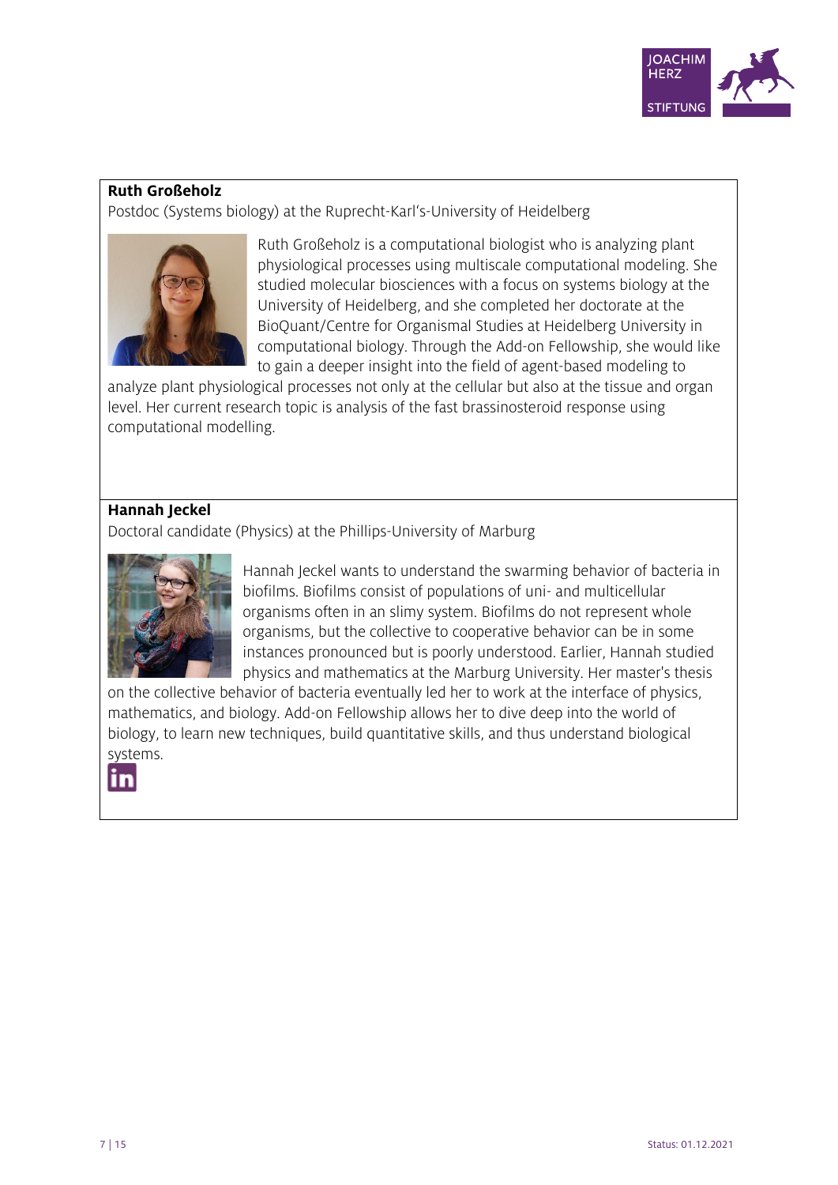**Ruth Großeholz**

Postdoc (Systems biology) at the Ruprecht-Karl's-University of Heidelberg

Ruth Großeholz is a computational biologist who is analyzing plant physiological processes using multiscale computational modeling. She studied molecular biosciences with a focus on systems biology at the University of Heidelberg, and she completed her doctorate at the BioQuant/Centre for Organismal Studies at Heidelberg University in computational biology. Through the Add-on Fellowship, she would like to gain a deeper insight into the field of agent-based modeling to analyze plant physiological processes not only at the cellular but also at the tissue and organ level. Her current research topic is analysis of the fast brassinosteroid response using computational modelling.

**Hannah Jeckel**

Doctoral candidate (Physics) at the Phillips-University of Marburg

Hannah Jeckel wants to understand the swarming behavior of bacteria in biofilms. Biofilms consist of populations of uni- and multicellular organisms often in an slimy system. Biofilms do not represent whole organisms, but the collective to cooperative behavior can be in some instances pronounced but is poorly understood. Earlier, Hannah studied physics and mathematics at the Marburg University. Her master's thesis on the collective behavior of bacteria eventually led her to work at the interface of physics, mathematics, and biology. Add-on Fellowship allows her to dive deep into the world of biology, to learn new techniques, build quantitative skills, and thus understand biological systems.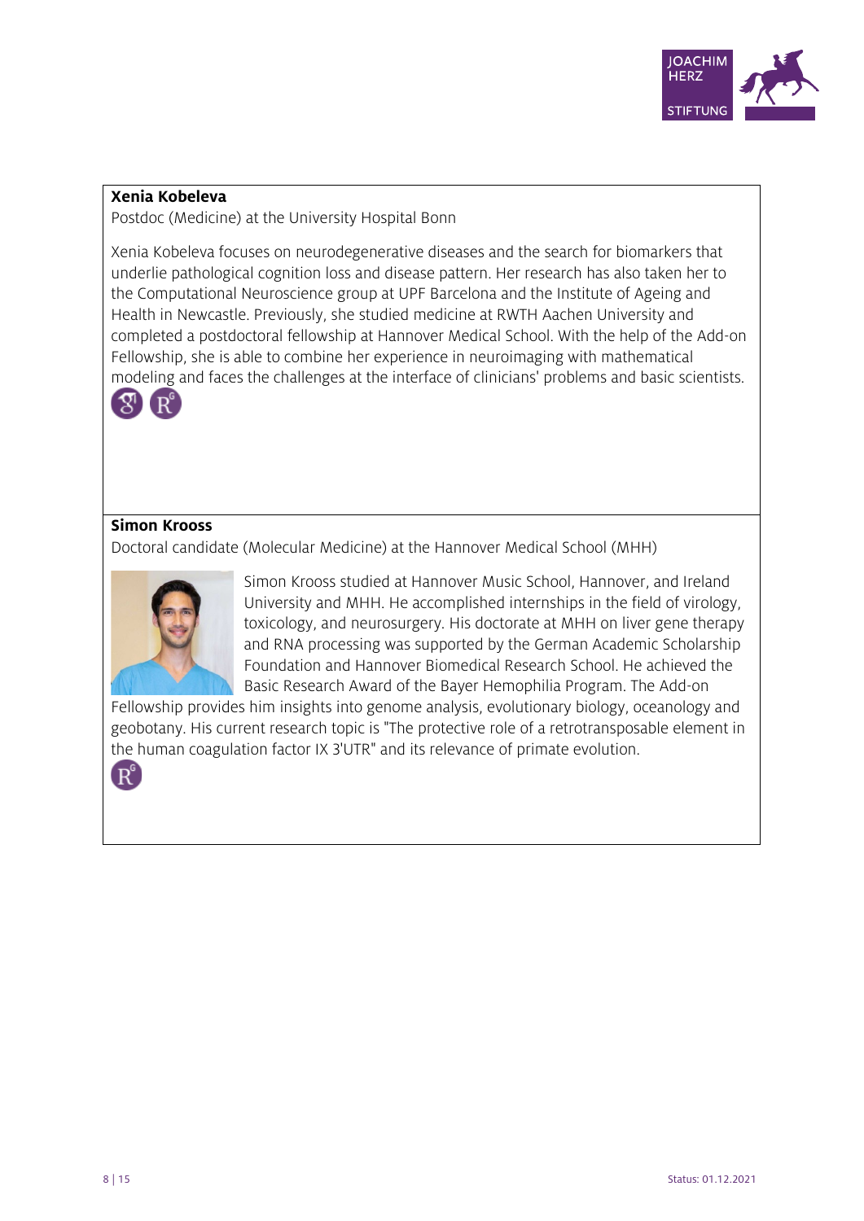**Xenia Kobeleva**

Postdoc (Medicine) at the University Hospital Bonn

Xenia Kobeleva focuses on neurodegenerative diseases and the search for biomarkers that underlie pathological cognition loss and disease pattern. Her research has also taken her to the Computational Neuroscience group at UPF Barcelona and the Institute of Ageing and Health in Newcastle. Previously, she studied medicine at RWTH Aachen University and completed a postdoctoral fellowship at Hannover Medical School. With the help of the Add-on Fellowship, she is able to combine her experience in neuroimaging with mathematical modeling and faces the challenges at the interface of clinicians' problems and basic scientists.

**Simon Krooss**

Doctoral candidate (Molecular Medicine) at the Hannover Medical School (MHH)

Simon Krooss studied at Hannover Music School, Hannover, and Ireland University and MHH. He accomplished internships in the field of virology, toxicology, and neurosurgery. His doctorate at MHH on liver gene therapy and RNA processing was supported by the German Academic Scholarship Foundation and Hannover Biomedical Research School. He achieved the Basic Research Award of the Bayer Hemophilia Program. The Add-on Fellowship provides him insights into genome analysis, evolutionary biology, oceanology and geobotany. His current research topic is "The protective role of a retrotransposable element in the human coagulation factor IX 3'UTR" and its relevance of primate evolution.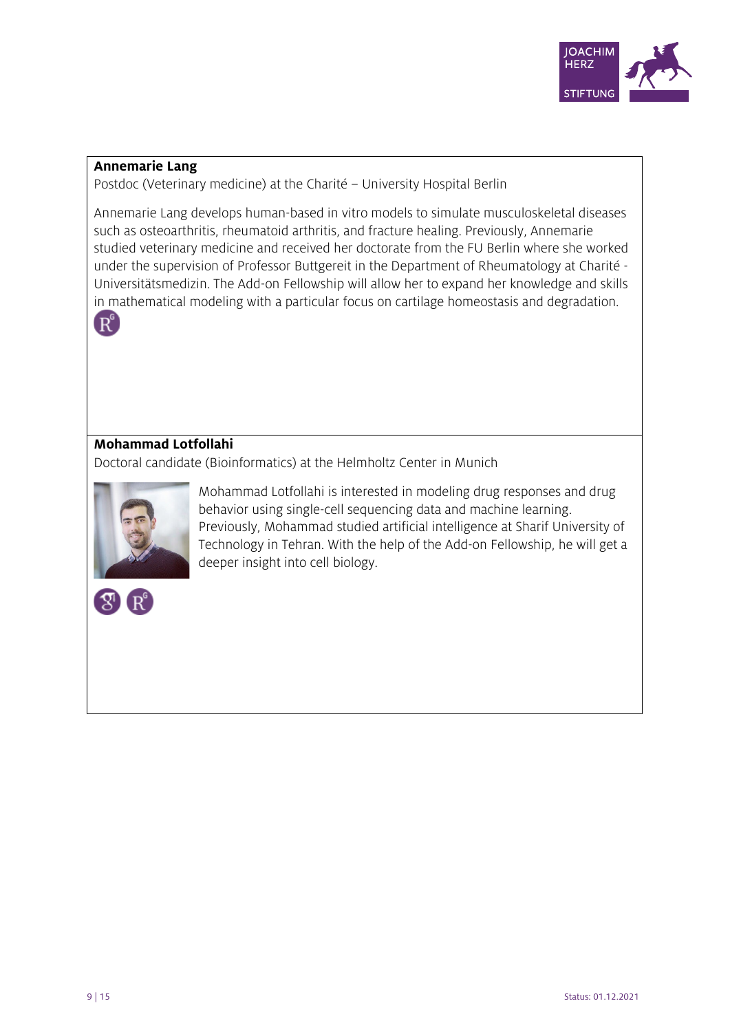**Annemarie Lang**

Postdoc (Veterinary medicine) at the Charité – University Hospital Berlin

Annemarie Lang develops human-based in vitro models to simulate musculoskeletal diseases such as osteoarthritis, rheumatoid arthritis, and fracture healing. Previously, Annemarie studied veterinary medicine and received her doctorate from the FU Berlin where she worked under the supervision of Professor Buttgereit in the Department of Rheumatology at Charité - Universitätsmedizin. The Add-on Fellowship will allow her to expand her knowledge and skills in mathematical modeling with a particular focus on cartilage homeostasis and degradation.

**Mohammad Lotfollahi**

Doctoral candidate (Bioinformatics) at the Helmholtz Center in Munich

Mohammad Lotfollahi is interested in modeling drug responses and drug behavior using single-cell sequencing data and machine learning. Previously, Mohammad studied artificial intelligence at Sharif University of Technology in Tehran. With the help of the Add-on Fellowship, he will get a deeper insight into cell biology.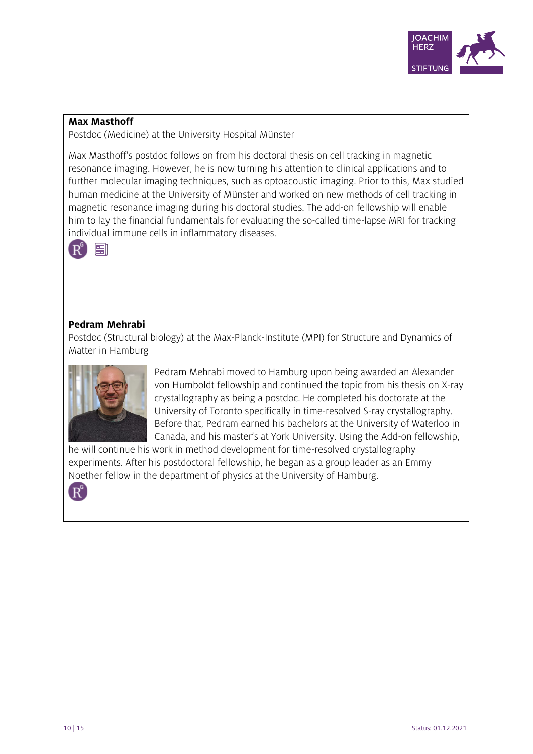**Max Masthoff**

Postdoc (Medicine) at the University Hospital Münster

Max Masthoff's postdoc follows on from his doctoral thesis on cell tracking in magnetic resonance imaging. However, he is now turning his attention to clinical applications and to further molecular imaging techniques, such as optoacoustic imaging. Prior to this, Max studied human medicine at the University of Münster and worked on new methods of cell tracking in magnetic resonance imaging during his doctoral studies. The add-on fellowship will enable him to lay the financial fundamentals for evaluating the so-called time-lapse MRI for tracking individual immune cells in inflammatory diseases.

**Pedram Mehrabi**

Postdoc (Structural biology) at the Max-Planck-Institute (MPI) for Structure and Dynamics of Matter in Hamburg

Pedram Mehrabi moved to Hamburg upon being awarded an Alexander von Humboldt fellowship and continued the topic from his thesis on X-ray crystallography as being a postdoc. He completed his doctorate at the University of Toronto specifically in time-resolved S-ray crystallography. Before that, Pedram earned his bachelors at the University of Waterloo in Canada, and his master's at York University. Using the Add-on fellowship, he will continue his work in method development for time-resolved crystallography experiments. After his postdoctoral fellowship, he began as a group leader as an Emmy Noether fellow in the department of physics at the University of Hamburg.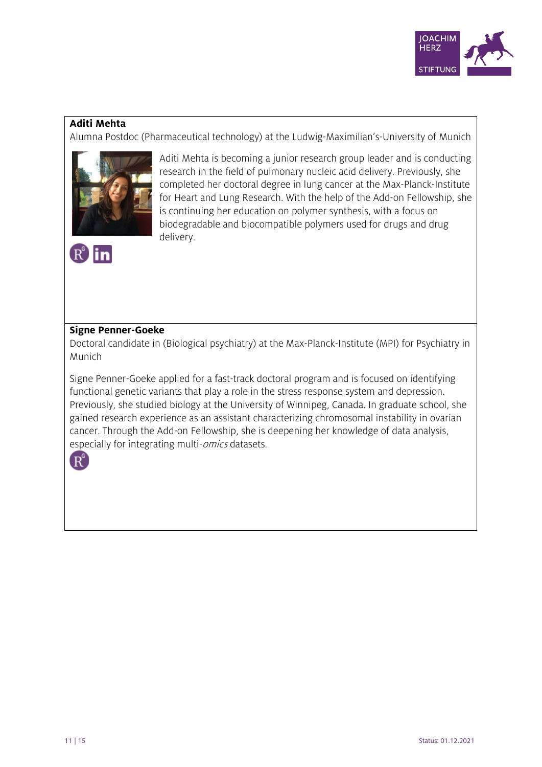**Aditi Mehta**

Alumna Postdoc (Pharmaceutical technology) at the Ludwig-Maximilian's-University of Munich

Aditi Mehta is becoming a junior research group leader and is conducting research in the field of pulmonary nucleic acid delivery. Previously, she completed her doctoral degree in lung cancer at the Max-Planck-Institute for Heart and Lung Research. With the help of the Add-on Fellowship, she is continuing her education on polymer synthesis, with a focus on biodegradable and biocompatible polymers used for drugs and drug delivery.

**Signe Penner-Goeke**

Doctoral candidate in (Biological psychiatry) at the Max-Planck-Institute (MPI) for Psychiatry in Munich

Signe Penner-Goeke applied for a fast-track doctoral program and is focused on identifying functional genetic variants that play a role in the stress response system and depression. Previously, she studied biology at the University of Winnipeg, Canada. In graduate school, she gained research experience as an assistant characterizing chromosomal instability in ovarian cancer. Through the Add-on Fellowship, she is deepening her knowledge of data analysis, especially for integrating multi-*omics* datasets.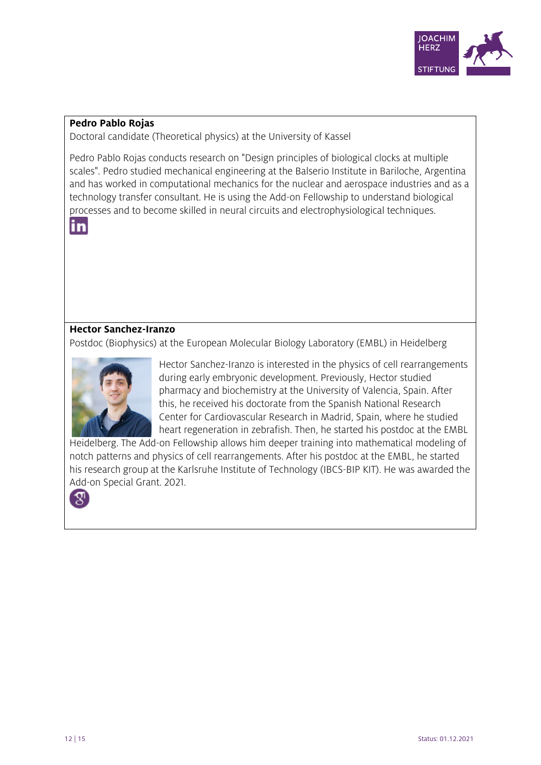**Pedro Pablo Rojas**

Doctoral candidate (Theoretical physics) at the University of Kassel

Pedro Pablo Rojas conducts research on "Design principles of biological clocks at multiple scales". Pedro studied mechanical engineering at the Balserio Institute in Bariloche, Argentina and has worked in computational mechanics for the nuclear and aerospace industries and as a technology transfer consultant. He is using the Add-on Fellowship to understand biological processes and to become skilled in neural circuits and electrophysiological techniques.

**Hector Sanchez-Iranzo**

Postdoc (Biophysics) at the European Molecular Biology Laboratory (EMBL) in Heidelberg

Hector Sanchez-Iranzo is interested in the physics of cell rearrangements during early embryonic development. Previously, Hector studied pharmacy and biochemistry at the University of Valencia, Spain. After this, he received his doctorate from the Spanish National Research Center for Cardiovascular Research in Madrid, Spain, where he studied heart regeneration in zebrafish. Then, he started his postdoc at the EMBL Heidelberg. The Add-on Fellowship allows him deeper training into mathematical modeling of notch patterns and physics of cell rearrangements. After his postdoc at the EMBL, he started his research group at the Karlsruhe Institute of Technology (IBCS-BIP KIT). He was awarded the Add-on Special Grant. 2021.

Status: 01.12.2021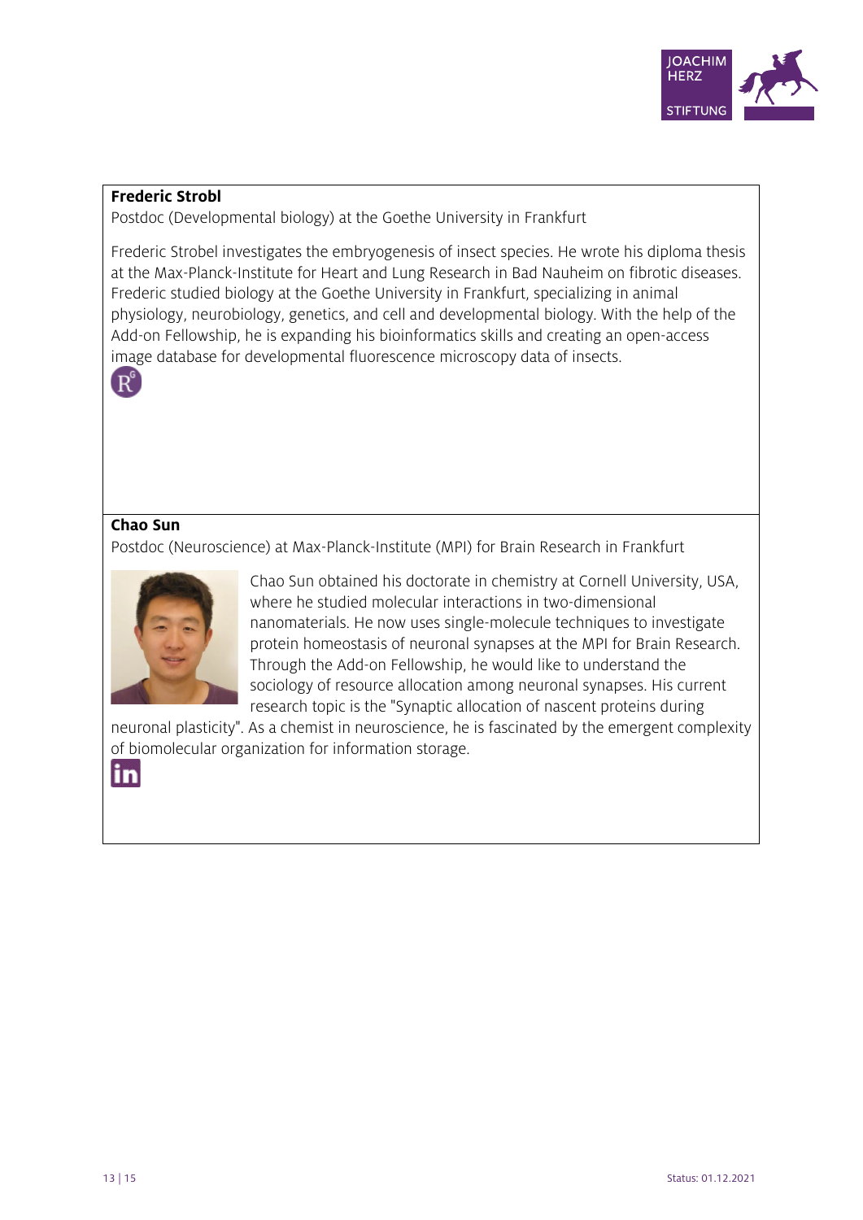**Frederic Strobl**

Postdoc (Developmental biology) at the Goethe University in Frankfurt

Frederic Strobel investigates the embryogenesis of insect species. He wrote his diploma thesis at the Max-Planck-Institute for Heart and Lung Research in Bad Nauheim on fibrotic diseases. Frederic studied biology at the Goethe University in Frankfurt, specializing in animal physiology, neurobiology, genetics, and cell and developmental biology. With the help of the Add-on Fellowship, he is expanding his bioinformatics skills and creating an open-access image database for developmental fluorescence microscopy data of insects.

**Chao Sun**

Postdoc (Neuroscience) at Max-Planck-Institute (MPI) for Brain Research in Frankfurt

Chao Sun obtained his doctorate in chemistry at Cornell University, USA, where he studied molecular interactions in two-dimensional nanomaterials. He now uses single-molecule techniques to investigate protein homeostasis of neuronal synapses at the MPI for Brain Research. Through the Add-on Fellowship, he would like to understand the sociology of resource allocation among neuronal synapses. His current research topic is the "Synaptic allocation of nascent proteins during neuronal plasticity". As a chemist in neuroscience, he is fascinated by the emergent complexity of biomolecular organization for information storage.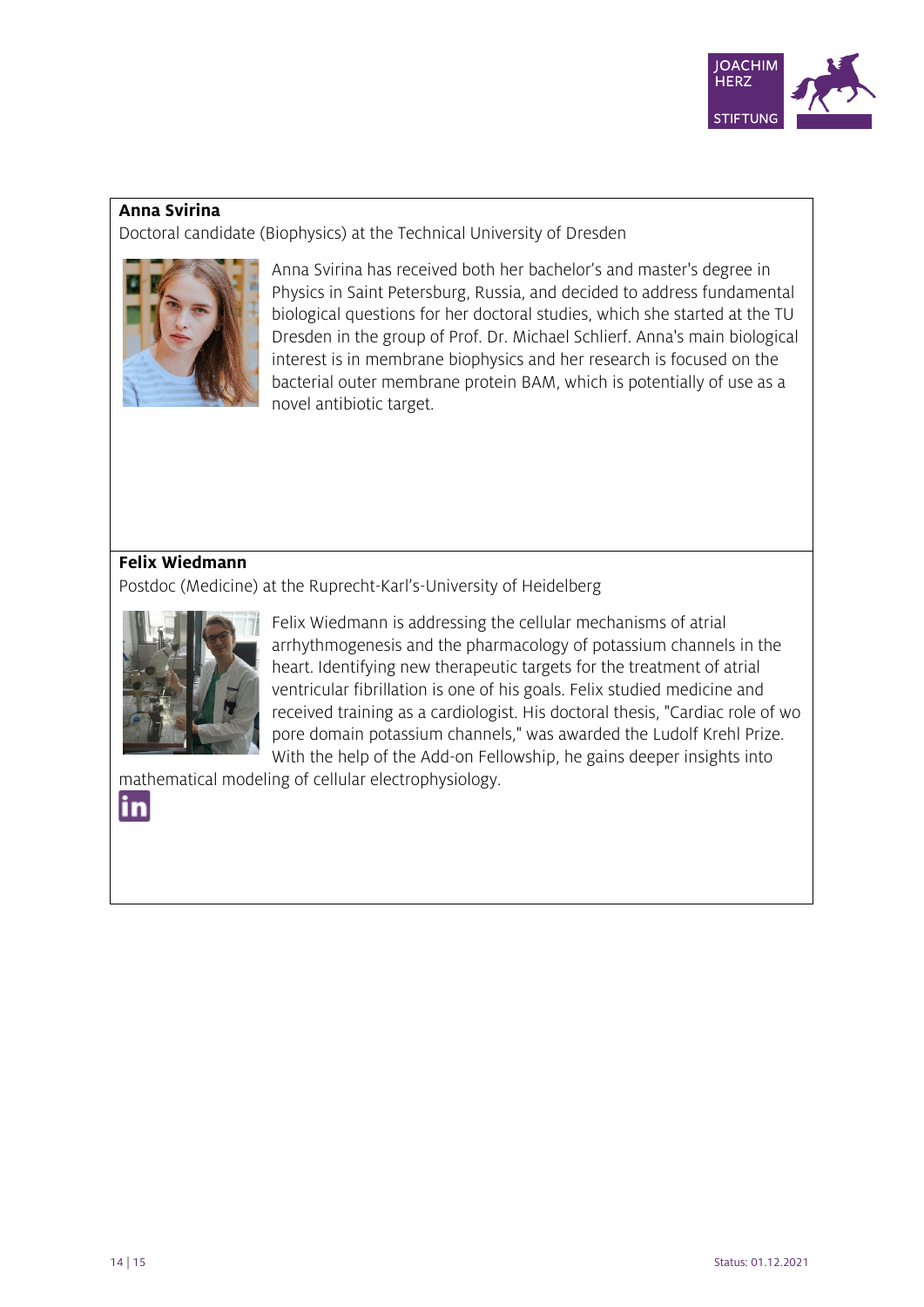**Anna Svirina**

Doctoral candidate (Biophysics) at the Technical University of Dresden

Anna Svirina has received both her bachelor's and master's degree in Physics in Saint Petersburg, Russia, and decided to address fundamental biological questions for her doctoral studies, which she started at the TU Dresden in the group of Prof. Dr. Michael Schlierf. Anna's main biological interest is in membrane biophysics and her research is focused on the bacterial outer membrane protein BAM, which is potentially of use as a novel antibiotic target.

**Felix Wiedmann**

Postdoc (Medicine) at the Ruprecht-Karl's-University of Heidelberg

Felix Wiedmann is addressing the cellular mechanisms of atrial arrhythmogenesis and the pharmacology of potassium channels in the heart. Identifying new therapeutic targets for the treatment of atrial ventricular fibrillation is one of his goals. Felix studied medicine and received training as a cardiologist. His doctoral thesis, "Cardiac role of wo pore domain potassium channels," was awarded the Ludolf Krehl Prize. With the help of the Add-on Fellowship, he gains deeper insights into mathematical modeling of cellular electrophysiology.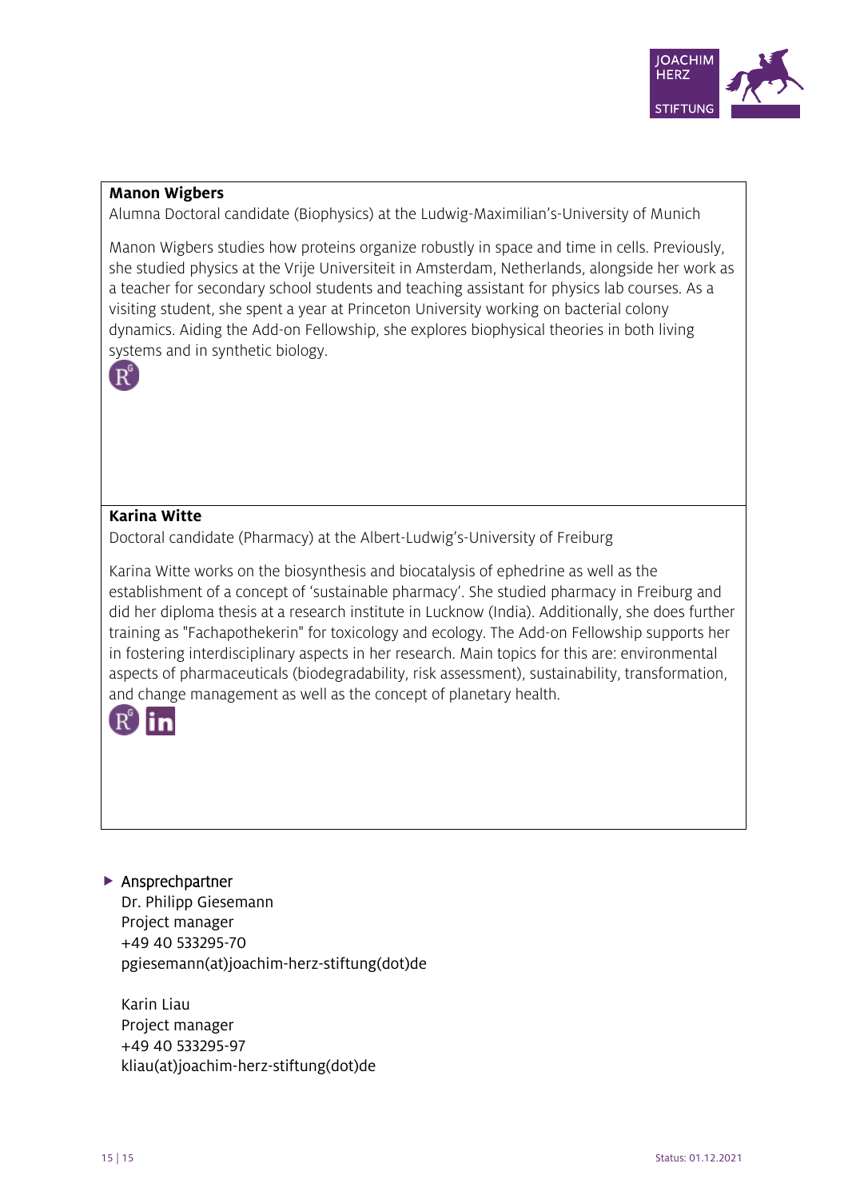**Manon Wigbers**

Alumna Doctoral candidate (Biophysics) at the Ludwig-Maximilian's-University of Munich

Manon Wigbers studies how proteins organize robustly in space and time in cells. Previously, she studied physics at the Vrije Universiteit in Amsterdam, Netherlands, alongside her work as a teacher for secondary school students and teaching assistant for physics lab courses. As a visiting student, she spent a year at Princeton University working on bacterial colony dynamics. Aiding the Add-on Fellowship, she explores biophysical theories in both living systems and in synthetic biology.

**Karina Witte**

Doctoral candidate (Pharmacy) at the Albert-Ludwig's-University of Freiburg

Karina Witte works on the biosynthesis and biocatalysis of ephedrine as well as the establishment of a concept of 'sustainable pharmacy'. She studied pharmacy in Freiburg and did her diploma thesis at a research institute in Lucknow (India). Additionally, she does further training as "Fachapothekerin" for toxicology and ecology. The Add-on Fellowship supports her in fostering interdisciplinary aspects in her research. Main topics for this are: environmental aspects of pharmaceuticals (biodegradability, risk assessment), sustainability, transformation, and change management as well as the concept of planetary health.

▶ Ansprechpartner

Dr. Philipp Giesemann
Project manager
+49 40 533295-70
pgiesemann(at)joachim-herz-stiftung(dot)de

Karin Liau
Project manager
+49 40 533295-97
kliau(at)joachim-herz-stiftung(dot)de

Status: 01.12.2021